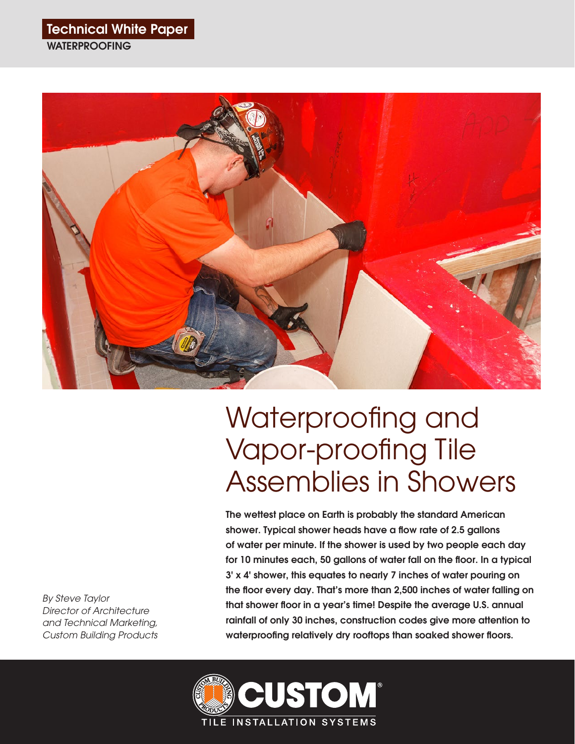Technical White Paper

WATERPROOFING

# Waterproofing and Vapor-proofing Tile Assemblies in Showers

*By Steve Taylor*
*Director of Architecture and Technical Marketing, Custom Building Products*

**The wettest place on Earth is probably the standard American shower. Typical shower heads have a flow rate of 2.5 gallons of water per minute. If the shower is used by two people each day for 10 minutes each, 50 gallons of water fall on the floor. In a typical 3' x 4' shower, this equates to nearly 7 inches of water pouring on the floor every day. That's more than 2,500 inches of water falling on that shower floor in a year's time! Despite the average U.S. annual rainfall of only 30 inches, construction codes give more attention to waterproofing relatively dry rooftops than soaked shower floors.**

CUSTOM®
TILE INSTALLATION SYSTEMS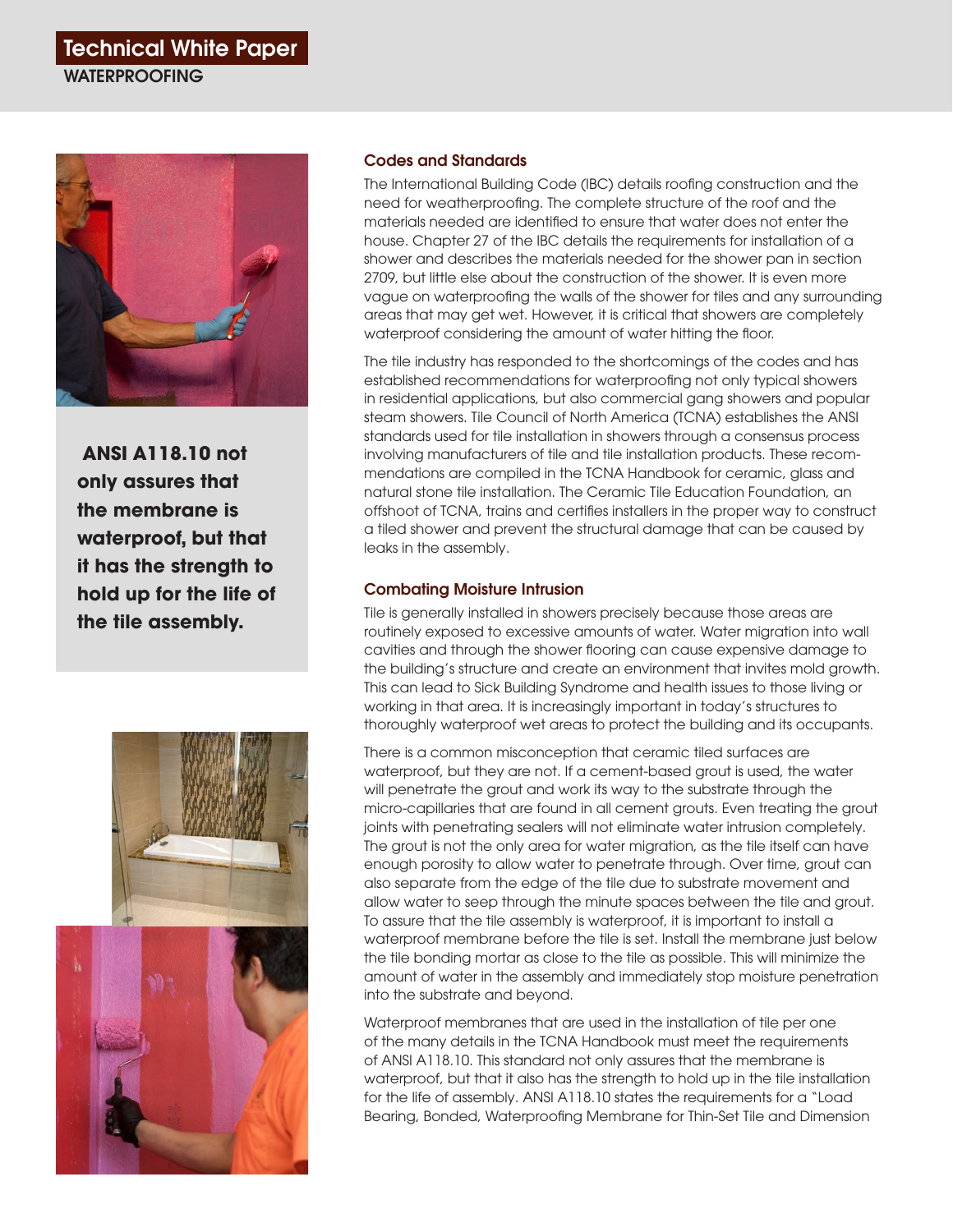## Codes and Standards

The International Building Code (IBC) details roofing construction and the need for weatherproofing. The complete structure of the roof and the materials needed are identified to ensure that water does not enter the house. Chapter 27 of the IBC details the requirements for installation of a shower and describes the materials needed for the shower pan in section 2709, but little else about the construction of the shower. It is even more vague on waterproofing the walls of the shower for tiles and any surrounding areas that may get wet. However, it is critical that showers are completely waterproof considering the amount of water hitting the floor.

The tile industry has responded to the shortcomings of the codes and has established recommendations for waterproofing not only typical showers in residential applications, but also commercial gang showers and popular steam showers. Tile Council of North America (TCNA) establishes the ANSI standards used for tile installation in showers through a consensus process involving manufacturers of tile and tile installation products. These recommendations are compiled in the TCNA Handbook for ceramic, glass and natural stone tile installation. The Ceramic Tile Education Foundation, an offshoot of TCNA, trains and certifies installers in the proper way to construct a tiled shower and prevent the structural damage that can be caused by leaks in the assembly.

**ANSI A118.10 not only assures that the membrane is waterproof, but that it has the strength to hold up for the life of the tile assembly.**

## Combating Moisture Intrusion

Tile is generally installed in showers precisely because those areas are routinely exposed to excessive amounts of water. Water migration into wall cavities and through the shower flooring can cause expensive damage to the building's structure and create an environment that invites mold growth. This can lead to Sick Building Syndrome and health issues to those living or working in that area. It is increasingly important in today's structures to thoroughly waterproof wet areas to protect the building and its occupants.

There is a common misconception that ceramic tiled surfaces are waterproof, but they are not. If a cement-based grout is used, the water will penetrate the grout and work its way to the substrate through the micro-capillaries that are found in all cement grouts. Even treating the grout joints with penetrating sealers will not eliminate water intrusion completely. The grout is not the only area for water migration, as the tile itself can have enough porosity to allow water to penetrate through. Over time, grout can also separate from the edge of the tile due to substrate movement and allow water to seep through the minute spaces between the tile and grout. To assure that the tile assembly is waterproof, it is important to install a waterproof membrane before the tile is set. Install the membrane just below the tile bonding mortar as close to the tile as possible. This will minimize the amount of water in the assembly and immediately stop moisture penetration into the substrate and beyond.

Waterproof membranes that are used in the installation of tile per one of the many details in the TCNA Handbook must meet the requirements of ANSI A118.10. This standard not only assures that the membrane is waterproof, but that it also has the strength to hold up in the tile installation for the life of assembly. ANSI A118.10 states the requirements for a "Load Bearing, Bonded, Waterproofing Membrane for Thin-Set Tile and Dimension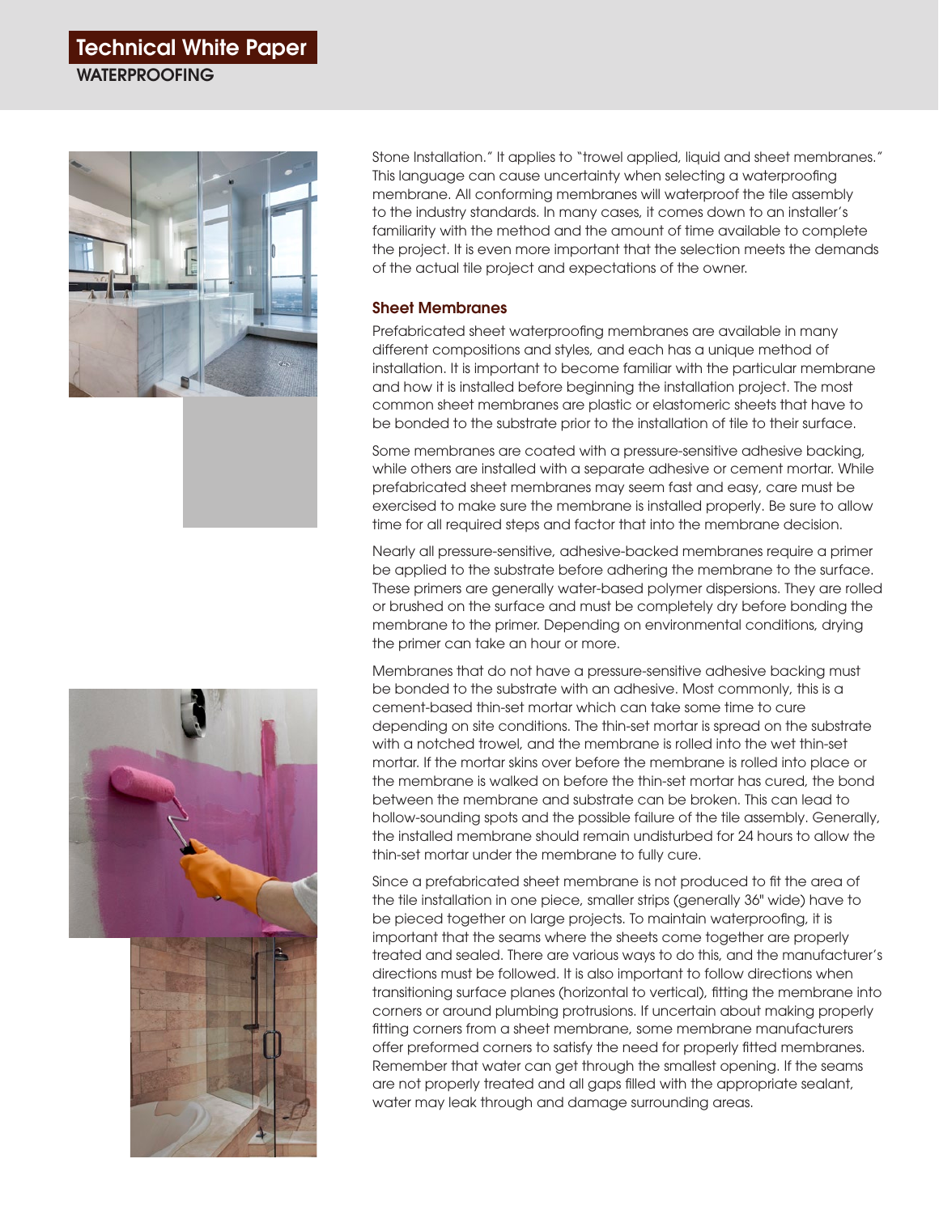Stone Installation." It applies to "trowel applied, liquid and sheet membranes." This language can cause uncertainty when selecting a waterproofing membrane. All conforming membranes will waterproof the tile assembly to the industry standards. In many cases, it comes down to an installer's familiarity with the method and the amount of time available to complete the project. It is even more important that the selection meets the demands of the actual tile project and expectations of the owner.

### Sheet Membranes

Prefabricated sheet waterproofing membranes are available in many different compositions and styles, and each has a unique method of installation. It is important to become familiar with the particular membrane and how it is installed before beginning the installation project. The most common sheet membranes are plastic or elastomeric sheets that have to be bonded to the substrate prior to the installation of tile to their surface.

Some membranes are coated with a pressure-sensitive adhesive backing, while others are installed with a separate adhesive or cement mortar. While prefabricated sheet membranes may seem fast and easy, care must be exercised to make sure the membrane is installed properly. Be sure to allow time for all required steps and factor that into the membrane decision.

Nearly all pressure-sensitive, adhesive-backed membranes require a primer be applied to the substrate before adhering the membrane to the surface. These primers are generally water-based polymer dispersions. They are rolled or brushed on the surface and must be completely dry before bonding the membrane to the primer. Depending on environmental conditions, drying the primer can take an hour or more.

Membranes that do not have a pressure-sensitive adhesive backing must be bonded to the substrate with an adhesive. Most commonly, this is a cement-based thin-set mortar which can take some time to cure depending on site conditions. The thin-set mortar is spread on the substrate with a notched trowel, and the membrane is rolled into the wet thin-set mortar. If the mortar skins over before the membrane is rolled into place or the membrane is walked on before the thin-set mortar has cured, the bond between the membrane and substrate can be broken. This can lead to hollow-sounding spots and the possible failure of the tile assembly. Generally, the installed membrane should remain undisturbed for 24 hours to allow the thin-set mortar under the membrane to fully cure.

Since a prefabricated sheet membrane is not produced to fit the area of the tile installation in one piece, smaller strips (generally 36" wide) have to be pieced together on large projects. To maintain waterproofing, it is important that the seams where the sheets come together are properly treated and sealed. There are various ways to do this, and the manufacturer's directions must be followed. It is also important to follow directions when transitioning surface planes (horizontal to vertical), fitting the membrane into corners or around plumbing protrusions. If uncertain about making properly fitting corners from a sheet membrane, some membrane manufacturers offer preformed corners to satisfy the need for properly fitted membranes. Remember that water can get through the smallest opening. If the seams are not properly treated and all gaps filled with the appropriate sealant, water may leak through and damage surrounding areas.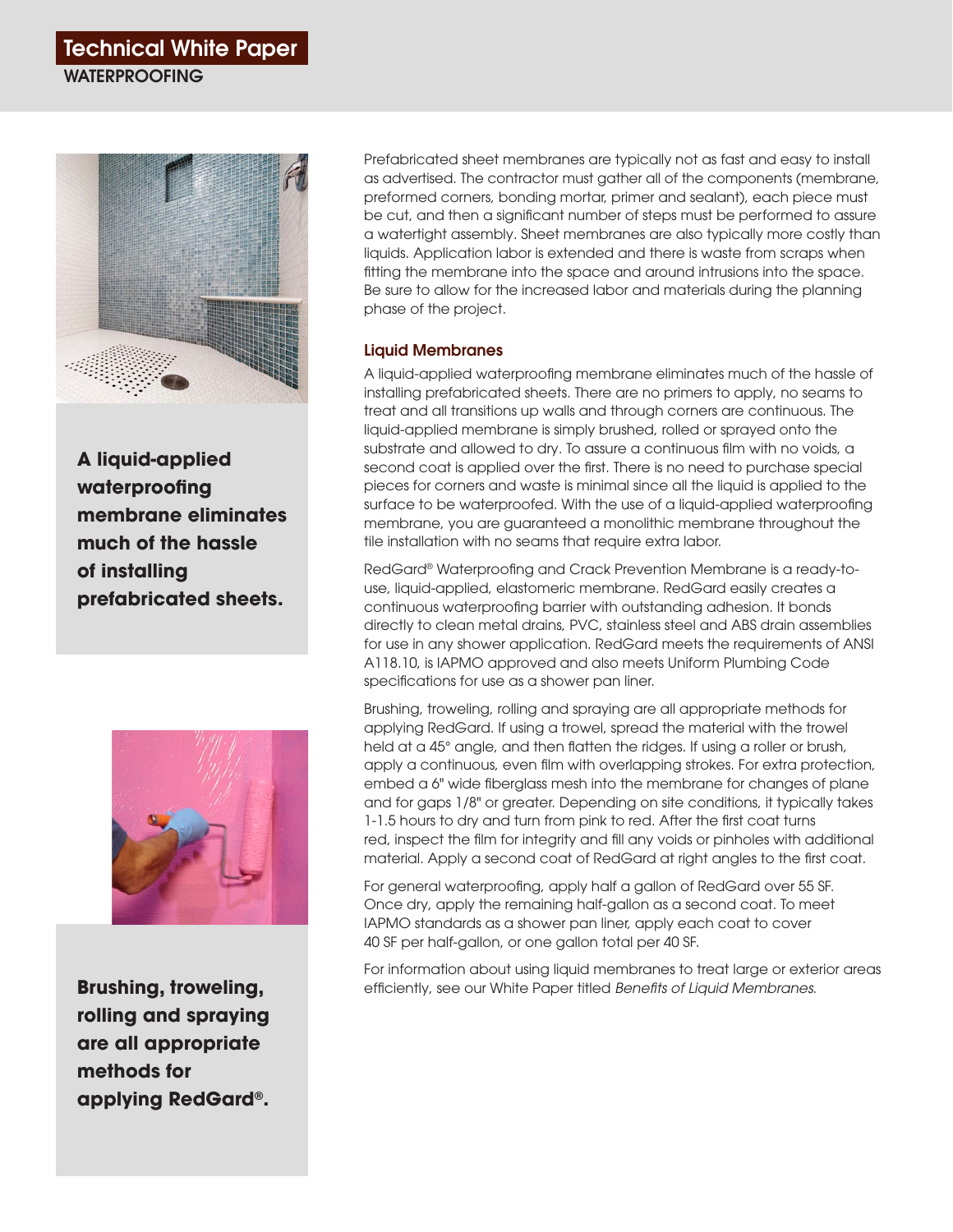Prefabricated sheet membranes are typically not as fast and easy to install as advertised. The contractor must gather all of the components (membrane, preformed corners, bonding mortar, primer and sealant), each piece must be cut, and then a significant number of steps must be performed to assure a watertight assembly. Sheet membranes are also typically more costly than liquids. Application labor is extended and there is waste from scraps when fitting the membrane into the space and around intrusions into the space. Be sure to allow for the increased labor and materials during the planning phase of the project.

### Liquid Membranes

A liquid-applied waterproofing membrane eliminates much of the hassle of installing prefabricated sheets. There are no primers to apply, no seams to treat and all transitions up walls and through corners are continuous. The liquid-applied membrane is simply brushed, rolled or sprayed onto the substrate and allowed to dry. To assure a continuous film with no voids, a second coat is applied over the first. There is no need to purchase special pieces for corners and waste is minimal since all the liquid is applied to the surface to be waterproofed. With the use of a liquid-applied waterproofing membrane, you are guaranteed a monolithic membrane throughout the tile installation with no seams that require extra labor.

**A liquid-applied waterproofing membrane eliminates much of the hassle of installing prefabricated sheets.**

RedGard® Waterproofing and Crack Prevention Membrane is a ready-to-use, liquid-applied, elastomeric membrane. RedGard easily creates a continuous waterproofing barrier with outstanding adhesion. It bonds directly to clean metal drains, PVC, stainless steel and ABS drain assemblies for use in any shower application. RedGard meets the requirements of ANSI A118.10, is IAPMO approved and also meets Uniform Plumbing Code specifications for use as a shower pan liner.

Brushing, troweling, rolling and spraying are all appropriate methods for applying RedGard. If using a trowel, spread the material with the trowel held at a 45° angle, and then flatten the ridges. If using a roller or brush, apply a continuous, even film with overlapping strokes. For extra protection, embed a 6" wide fiberglass mesh into the membrane for changes of plane and for gaps 1/8" or greater. Depending on site conditions, it typically takes 1-1.5 hours to dry and turn from pink to red. After the first coat turns red, inspect the film for integrity and fill any voids or pinholes with additional material. Apply a second coat of RedGard at right angles to the first coat.

**Brushing, troweling, rolling and spraying are all appropriate methods for applying RedGard®.**

For general waterproofing, apply half a gallon of RedGard over 55 SF. Once dry, apply the remaining half-gallon as a second coat. To meet IAPMO standards as a shower pan liner, apply each coat to cover 40 SF per half-gallon, or one gallon total per 40 SF.

For information about using liquid membranes to treat large or exterior areas efficiently, see our White Paper titled *Benefits of Liquid Membranes.*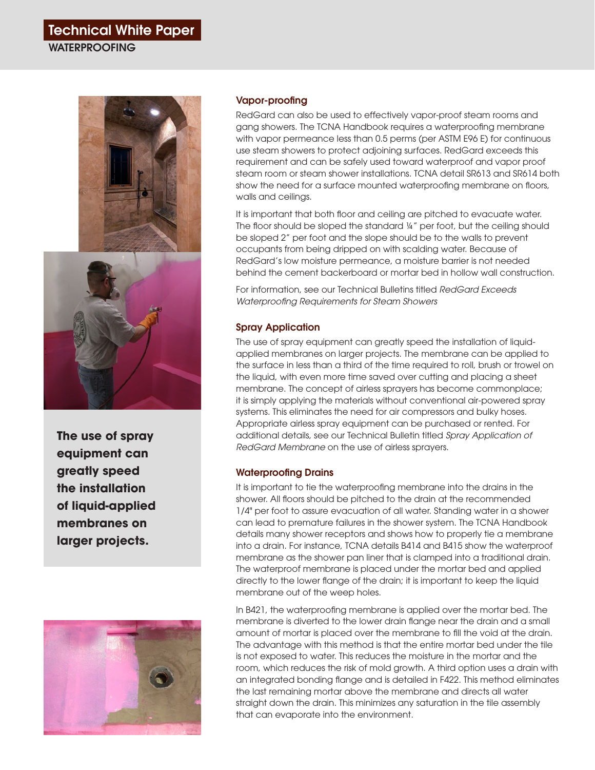The use of spray equipment can greatly speed the installation of liquid-applied membranes on larger projects.

## Vapor-proofing

RedGard can also be used to effectively vapor-proof steam rooms and gang showers. The TCNA Handbook requires a waterproofing membrane with vapor permeance less than 0.5 perms (per ASTM E96 E) for continuous use steam showers to protect adjoining surfaces. RedGard exceeds this requirement and can be safely used toward waterproof and vapor proof steam room or steam shower installations. TCNA detail SR613 and SR614 both show the need for a surface mounted waterproofing membrane on floors, walls and ceilings.

It is important that both floor and ceiling are pitched to evacuate water. The floor should be sloped the standard ¼" per foot, but the ceiling should be sloped 2" per foot and the slope should be to the walls to prevent occupants from being dripped on with scalding water. Because of RedGard's low moisture permeance, a moisture barrier is not needed behind the cement backerboard or mortar bed in hollow wall construction.

For information, see our Technical Bulletins titled *RedGard Exceeds Waterproofing Requirements for Steam Showers*

## Spray Application

The use of spray equipment can greatly speed the installation of liquid-applied membranes on larger projects. The membrane can be applied to the surface in less than a third of the time required to roll, brush or trowel on the liquid, with even more time saved over cutting and placing a sheet membrane. The concept of airless sprayers has become commonplace; it is simply applying the materials without conventional air-powered spray systems. This eliminates the need for air compressors and bulky hoses. Appropriate airless spray equipment can be purchased or rented. For additional details, see our Technical Bulletin titled *Spray Application of RedGard Membrane* on the use of airless sprayers.

## Waterproofing Drains

It is important to tie the waterproofing membrane into the drains in the shower. All floors should be pitched to the drain at the recommended 1/4" per foot to assure evacuation of all water. Standing water in a shower can lead to premature failures in the shower system. The TCNA Handbook details many shower receptors and shows how to properly tie a membrane into a drain. For instance, TCNA details B414 and B415 show the waterproof membrane as the shower pan liner that is clamped into a traditional drain. The waterproof membrane is placed under the mortar bed and applied directly to the lower flange of the drain; it is important to keep the liquid membrane out of the weep holes.

In B421, the waterproofing membrane is applied over the mortar bed. The membrane is diverted to the lower drain flange near the drain and a small amount of mortar is placed over the membrane to fill the void at the drain. The advantage with this method is that the entire mortar bed under the tile is not exposed to water. This reduces the moisture in the mortar and the room, which reduces the risk of mold growth. A third option uses a drain with an integrated bonding flange and is detailed in F422. This method eliminates the last remaining mortar above the membrane and directs all water straight down the drain. This minimizes any saturation in the tile assembly that can evaporate into the environment.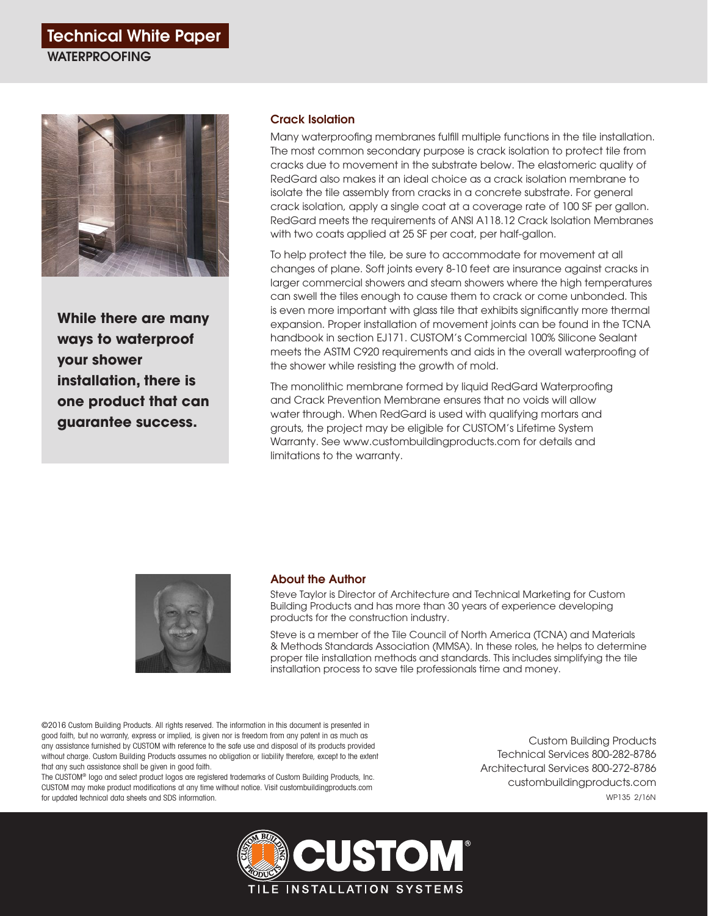While there are many ways to waterproof your shower installation, there is one product that can guarantee success.

## Crack Isolation

Many waterproofing membranes fulfill multiple functions in the tile installation. The most common secondary purpose is crack isolation to protect tile from cracks due to movement in the substrate below. The elastomeric quality of RedGard also makes it an ideal choice as a crack isolation membrane to isolate the tile assembly from cracks in a concrete substrate. For general crack isolation, apply a single coat at a coverage rate of 100 SF per gallon. RedGard meets the requirements of ANSI A118.12 Crack Isolation Membranes with two coats applied at 25 SF per coat, per half-gallon.

To help protect the tile, be sure to accommodate for movement at all changes of plane. Soft joints every 8-10 feet are insurance against cracks in larger commercial showers and steam showers where the high temperatures can swell the tiles enough to cause them to crack or come unbonded. This is even more important with glass tile that exhibits significantly more thermal expansion. Proper installation of movement joints can be found in the TCNA handbook in section EJ171. CUSTOM's Commercial 100% Silicone Sealant meets the ASTM C920 requirements and aids in the overall waterproofing of the shower while resisting the growth of mold.

The monolithic membrane formed by liquid RedGard Waterproofing and Crack Prevention Membrane ensures that no voids will allow water through. When RedGard is used with qualifying mortars and grouts, the project may be eligible for CUSTOM's Lifetime System Warranty. See www.custombuildingproducts.com for details and limitations to the warranty.

## About the Author

Steve Taylor is Director of Architecture and Technical Marketing for Custom Building Products and has more than 30 years of experience developing products for the construction industry.

Steve is a member of the Tile Council of North America (TCNA) and Materials & Methods Standards Association (MMSA). In these roles, he helps to determine proper tile installation methods and standards. This includes simplifying the tile installation process to save tile professionals time and money.

©2016 Custom Building Products. All rights reserved. The information in this document is presented in good faith, but no warranty, express or implied, is given nor is freedom from any patent in as much as any assistance furnished by CUSTOM with reference to the safe use and disposal of its products provided without charge. Custom Building Products assumes no obligation or liability therefore, except to the extent that any such assistance shall be given in good faith.
The CUSTOM® logo and select product logos are registered trademarks of Custom Building Products, Inc. CUSTOM may make product modifications at any time without notice. Visit custombuildingproducts.com for updated technical data sheets and SDS information.

Custom Building Products
Technical Services 800-282-8786
Architectural Services 800-272-8786
custombuildingproducts.com
WP135 2/16N

CUSTOM®
TILE INSTALLATION SYSTEMS